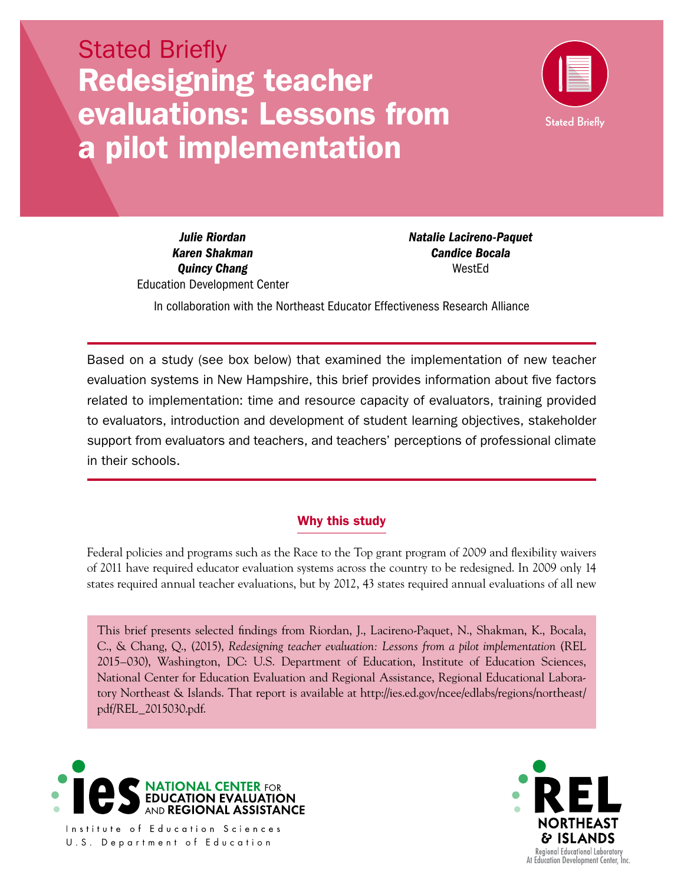Stated Briefly

# Redesigning teacher evaluations: Lessons from a pilot implementation

***Julie Riordan***
***Karen Shakman***
***Quincy Chang***
Education Development Center

***Natalie Lacireno-Paquet***
***Candice Bocala***
WestEd

In collaboration with the Northeast Educator Effectiveness Research Alliance

Based on a study (see box below) that examined the implementation of new teacher evaluation systems in New Hampshire, this brief provides information about five factors related to implementation: time and resource capacity of evaluators, training provided to evaluators, introduction and development of student learning objectives, stakeholder support from evaluators and teachers, and teachers' perceptions of professional climate in their schools.

## Why this study

Federal policies and programs such as the Race to the Top grant program of 2009 and flexibility waivers of 2011 have required educator evaluation systems across the country to be redesigned. In 2009 only 14 states required annual teacher evaluations, but by 2012, 43 states required annual evaluations of all new

This brief presents selected findings from Riordan, J., Lacireno-Paquet, N., Shakman, K., Bocala, C., & Chang, Q., (2015), *Redesigning teacher evaluation: Lessons from a pilot implementation* (REL 2015–030), Washington, DC: U.S. Department of Education, Institute of Education Sciences, National Center for Education Evaluation and Regional Assistance, Regional Educational Laboratory Northeast & Islands. That report is available at http://ies.ed.gov/ncee/edlabs/regions/northeast/pdf/REL_2015030.pdf.

ies NATIONAL CENTER FOR EDUCATION EVALUATION AND REGIONAL ASSISTANCE
Institute of Education Sciences
U.S. Department of Education

REL NORTHEAST & ISLANDS
Regional Educational Laboratory
At Education Development Center, Inc.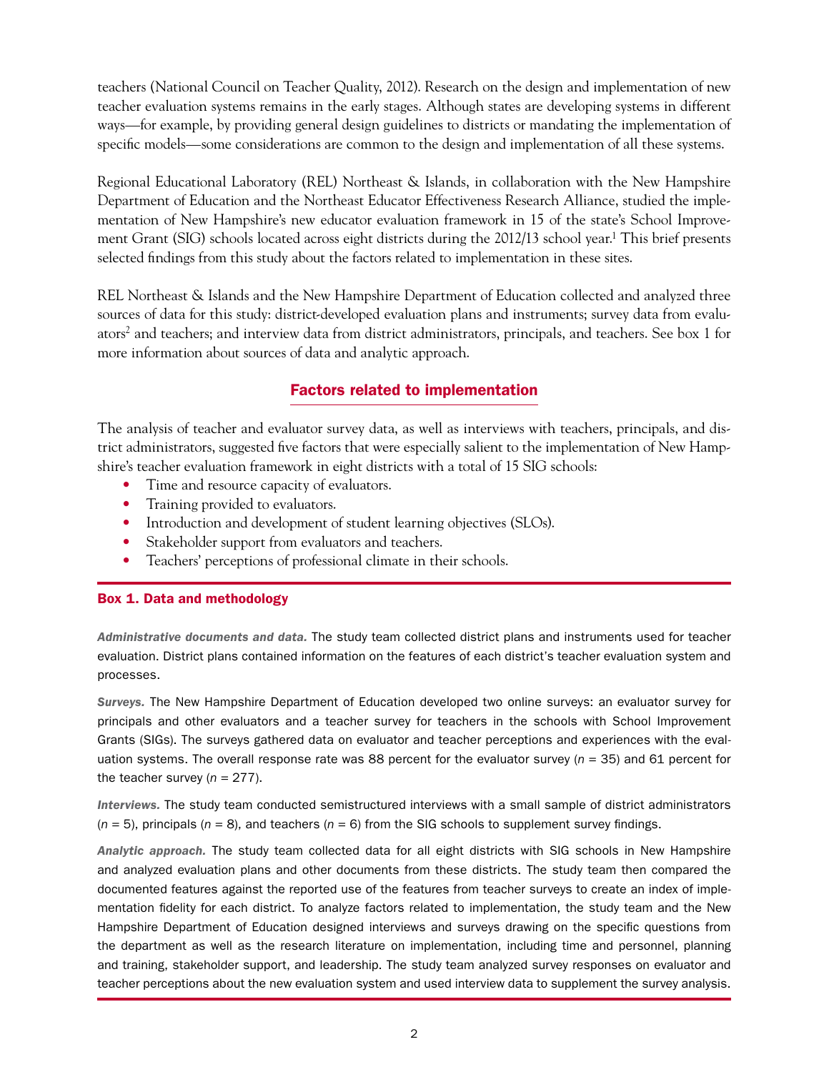teachers (National Council on Teacher Quality, 2012). Research on the design and implementation of new teacher evaluation systems remains in the early stages. Although states are developing systems in different ways—for example, by providing general design guidelines to districts or mandating the implementation of specific models—some considerations are common to the design and implementation of all these systems.

Regional Educational Laboratory (REL) Northeast & Islands, in collaboration with the New Hampshire Department of Education and the Northeast Educator Effectiveness Research Alliance, studied the implementation of New Hampshire's new educator evaluation framework in 15 of the state's School Improvement Grant (SIG) schools located across eight districts during the 2012/13 school year.[1] This brief presents selected findings from this study about the factors related to implementation in these sites.

REL Northeast & Islands and the New Hampshire Department of Education collected and analyzed three sources of data for this study: district-developed evaluation plans and instruments; survey data from evaluators[2] and teachers; and interview data from district administrators, principals, and teachers. See box 1 for more information about sources of data and analytic approach.

## Factors related to implementation

The analysis of teacher and evaluator survey data, as well as interviews with teachers, principals, and district administrators, suggested five factors that were especially salient to the implementation of New Hampshire's teacher evaluation framework in eight districts with a total of 15 SIG schools:

- Time and resource capacity of evaluators.
- Training provided to evaluators.
- Introduction and development of student learning objectives (SLOs).
- Stakeholder support from evaluators and teachers.
- Teachers' perceptions of professional climate in their schools.

### Box 1. Data and methodology

***Administrative documents and data.*** The study team collected district plans and instruments used for teacher evaluation. District plans contained information on the features of each district's teacher evaluation system and processes.

***Surveys.*** The New Hampshire Department of Education developed two online surveys: an evaluator survey for principals and other evaluators and a teacher survey for teachers in the schools with School Improvement Grants (SIGs). The surveys gathered data on evaluator and teacher perceptions and experiences with the evaluation systems. The overall response rate was 88 percent for the evaluator survey ($n$ = 35) and 61 percent for the teacher survey ($n$ = 277).

***Interviews.*** The study team conducted semistructured interviews with a small sample of district administrators ($n$ = 5), principals ($n$ = 8), and teachers ($n$ = 6) from the SIG schools to supplement survey findings.

***Analytic approach.*** The study team collected data for all eight districts with SIG schools in New Hampshire and analyzed evaluation plans and other documents from these districts. The study team then compared the documented features against the reported use of the features from teacher surveys to create an index of implementation fidelity for each district. To analyze factors related to implementation, the study team and the New Hampshire Department of Education designed interviews and surveys drawing on the specific questions from the department as well as the research literature on implementation, including time and personnel, planning and training, stakeholder support, and leadership. The study team analyzed survey responses on evaluator and teacher perceptions about the new evaluation system and used interview data to supplement the survey analysis.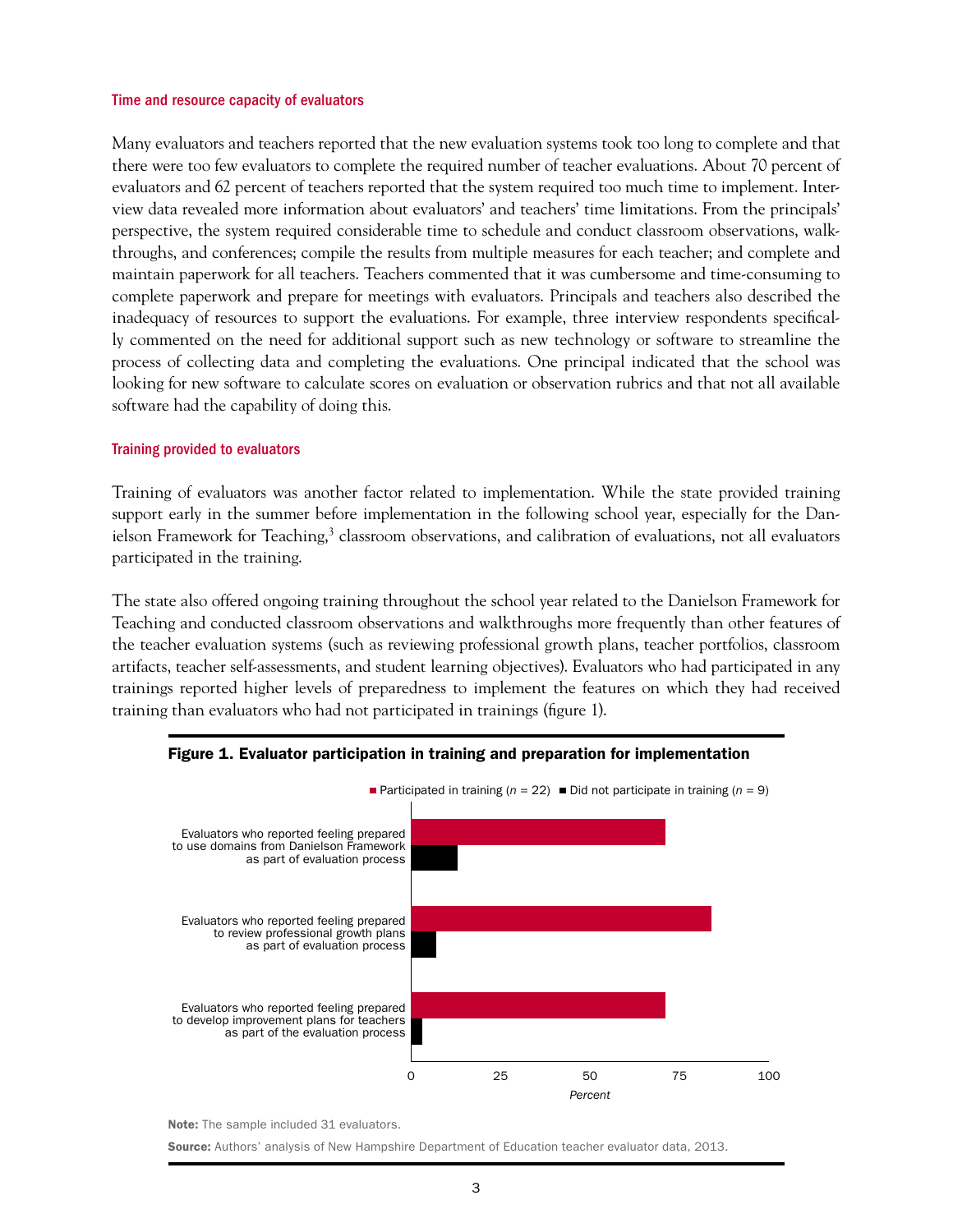### Time and resource capacity of evaluators

Many evaluators and teachers reported that the new evaluation systems took too long to complete and that there were too few evaluators to complete the required number of teacher evaluations. About 70 percent of evaluators and 62 percent of teachers reported that the system required too much time to implement. Interview data revealed more information about evaluators' and teachers' time limitations. From the principals' perspective, the system required considerable time to schedule and conduct classroom observations, walkthroughs, and conferences; compile the results from multiple measures for each teacher; and complete and maintain paperwork for all teachers. Teachers commented that it was cumbersome and time-consuming to complete paperwork and prepare for meetings with evaluators. Principals and teachers also described the inadequacy of resources to support the evaluations. For example, three interview respondents specifically commented on the need for additional support such as new technology or software to streamline the process of collecting data and completing the evaluations. One principal indicated that the school was looking for new software to calculate scores on evaluation or observation rubrics and that not all available software had the capability of doing this.

### Training provided to evaluators

Training of evaluators was another factor related to implementation. While the state provided training support early in the summer before implementation in the following school year, especially for the Danielson Framework for Teaching,[3] classroom observations, and calibration of evaluations, not all evaluators participated in the training.

The state also offered ongoing training throughout the school year related to the Danielson Framework for Teaching and conducted classroom observations and walkthroughs more frequently than other features of the teacher evaluation systems (such as reviewing professional growth plans, teacher portfolios, classroom artifacts, teacher self-assessments, and student learning objectives). Evaluators who had participated in any trainings reported higher levels of preparedness to implement the features on which they had received training than evaluators who had not participated in trainings (figure 1).

**Figure 1. Evaluator participation in training and preparation for implementation**

Participated in training (*n* = 22) | Did not participate in training (*n* = 9)

- Evaluators who reported feeling prepared to use domains from Danielson Framework as part of evaluation process
- Evaluators who reported feeling prepared to review professional growth plans as part of evaluation process
- Evaluators who reported feeling prepared to develop improvement plans for teachers as part of the evaluation process

Percent (0, 25, 50, 75, 100)

**Note:** The sample included 31 evaluators.

**Source:** Authors' analysis of New Hampshire Department of Education teacher evaluator data, 2013.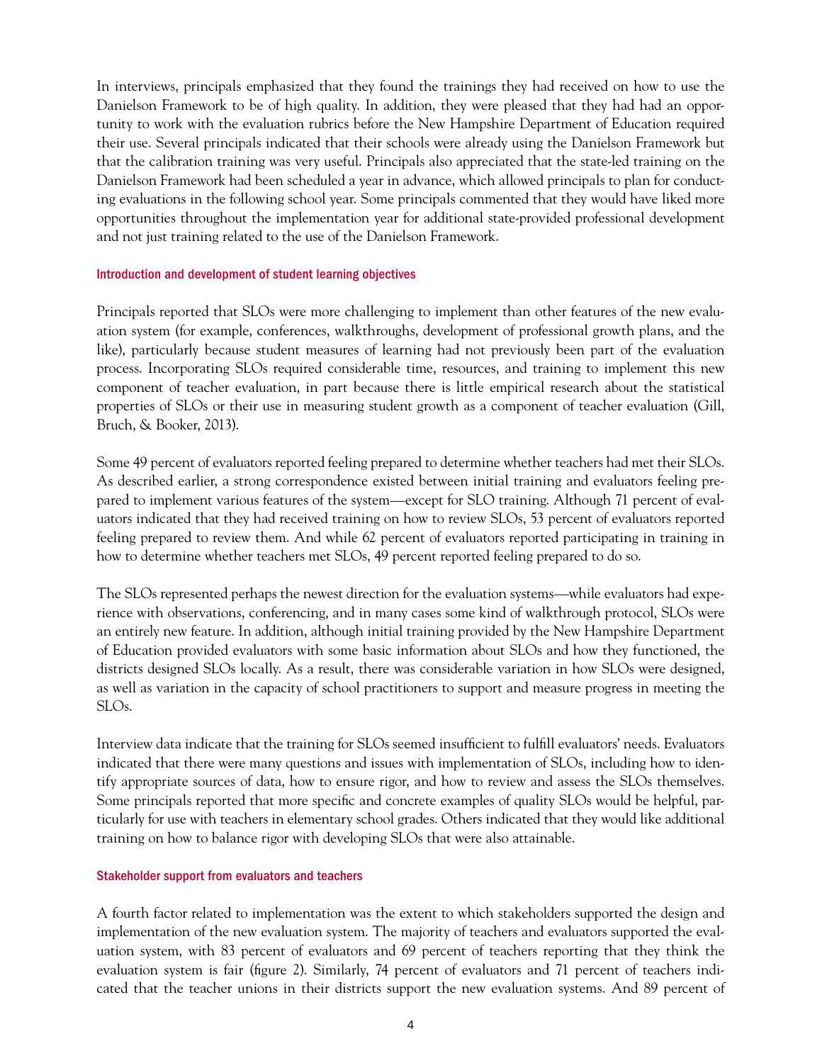In interviews, principals emphasized that they found the trainings they had received on how to use the Danielson Framework to be of high quality. In addition, they were pleased that they had had an opportunity to work with the evaluation rubrics before the New Hampshire Department of Education required their use. Several principals indicated that their schools were already using the Danielson Framework but that the calibration training was very useful. Principals also appreciated that the state-led training on the Danielson Framework had been scheduled a year in advance, which allowed principals to plan for conducting evaluations in the following school year. Some principals commented that they would have liked more opportunities throughout the implementation year for additional state-provided professional development and not just training related to the use of the Danielson Framework.

### Introduction and development of student learning objectives

Principals reported that SLOs were more challenging to implement than other features of the new evaluation system (for example, conferences, walkthroughs, development of professional growth plans, and the like), particularly because student measures of learning had not previously been part of the evaluation process. Incorporating SLOs required considerable time, resources, and training to implement this new component of teacher evaluation, in part because there is little empirical research about the statistical properties of SLOs or their use in measuring student growth as a component of teacher evaluation (Gill, Bruch, & Booker, 2013).

Some 49 percent of evaluators reported feeling prepared to determine whether teachers had met their SLOs. As described earlier, a strong correspondence existed between initial training and evaluators feeling prepared to implement various features of the system—except for SLO training. Although 71 percent of evaluators indicated that they had received training on how to review SLOs, 53 percent of evaluators reported feeling prepared to review them. And while 62 percent of evaluators reported participating in training in how to determine whether teachers met SLOs, 49 percent reported feeling prepared to do so.

The SLOs represented perhaps the newest direction for the evaluation systems—while evaluators had experience with observations, conferencing, and in many cases some kind of walkthrough protocol, SLOs were an entirely new feature. In addition, although initial training provided by the New Hampshire Department of Education provided evaluators with some basic information about SLOs and how they functioned, the districts designed SLOs locally. As a result, there was considerable variation in how SLOs were designed, as well as variation in the capacity of school practitioners to support and measure progress in meeting the SLOs.

Interview data indicate that the training for SLOs seemed insufficient to fulfill evaluators' needs. Evaluators indicated that there were many questions and issues with implementation of SLOs, including how to identify appropriate sources of data, how to ensure rigor, and how to review and assess the SLOs themselves. Some principals reported that more specific and concrete examples of quality SLOs would be helpful, particularly for use with teachers in elementary school grades. Others indicated that they would like additional training on how to balance rigor with developing SLOs that were also attainable.

### Stakeholder support from evaluators and teachers

A fourth factor related to implementation was the extent to which stakeholders supported the design and implementation of the new evaluation system. The majority of teachers and evaluators supported the evaluation system, with 83 percent of evaluators and 69 percent of teachers reporting that they think the evaluation system is fair (figure 2). Similarly, 74 percent of evaluators and 71 percent of teachers indicated that the teacher unions in their districts support the new evaluation systems. And 89 percent of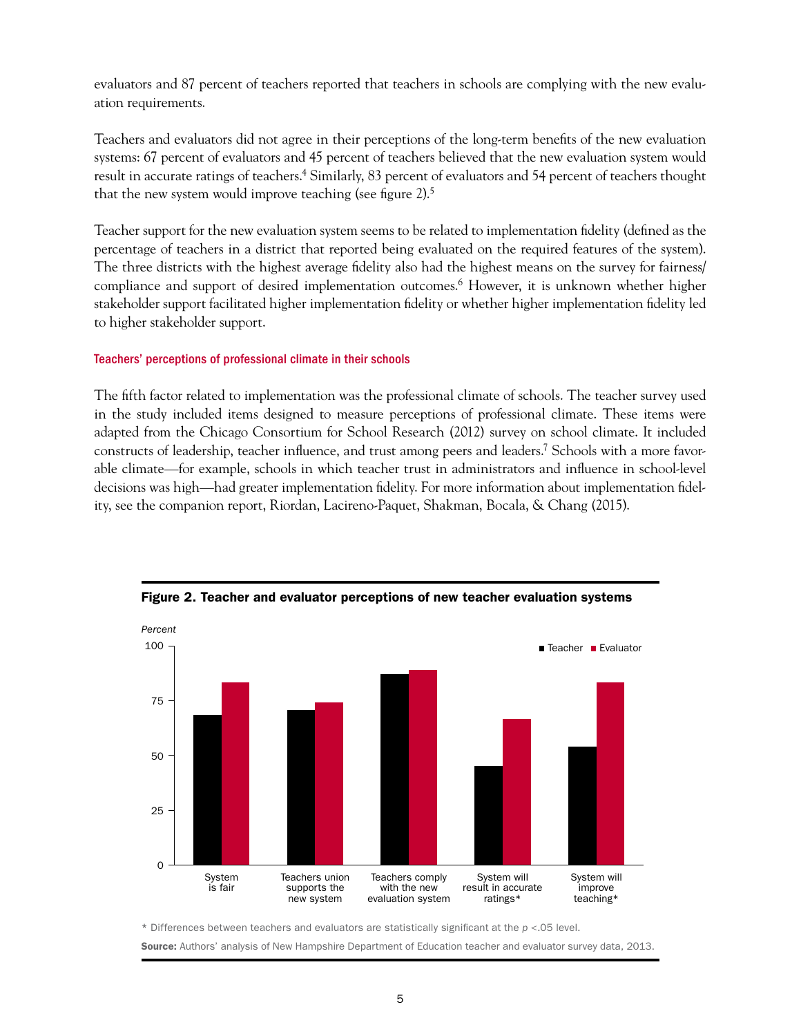evaluators and 87 percent of teachers reported that teachers in schools are complying with the new evaluation requirements.

Teachers and evaluators did not agree in their perceptions of the long-term benefits of the new evaluation systems: 67 percent of evaluators and 45 percent of teachers believed that the new evaluation system would result in accurate ratings of teachers.[4] Similarly, 83 percent of evaluators and 54 percent of teachers thought that the new system would improve teaching (see figure 2).[5]

Teacher support for the new evaluation system seems to be related to implementation fidelity (defined as the percentage of teachers in a district that reported being evaluated on the required features of the system). The three districts with the highest average fidelity also had the highest means on the survey for fairness/compliance and support of desired implementation outcomes.[6] However, it is unknown whether higher stakeholder support facilitated higher implementation fidelity or whether higher implementation fidelity led to higher stakeholder support.

### Teachers' perceptions of professional climate in their schools

The fifth factor related to implementation was the professional climate of schools. The teacher survey used in the study included items designed to measure perceptions of professional climate. These items were adapted from the Chicago Consortium for School Research (2012) survey on school climate. It included constructs of leadership, teacher influence, and trust among peers and leaders.[7] Schools with a more favorable climate—for example, schools in which teacher trust in administrators and influence in school-level decisions was high—had greater implementation fidelity. For more information about implementation fidelity, see the companion report, Riordan, Lacireno-Paquet, Shakman, Bocala, & Chang (2015).

**Figure 2. Teacher and evaluator perceptions of new teacher evaluation systems**

Percent

| | Teacher | Evaluator |
|---|---|---|
| System is fair | 68 | 83 |
| Teachers union supports the new system | 70 | 74 |
| Teachers comply with the new evaluation system | 87 | 89 |
| System will result in accurate ratings* | 45 | 67 |
| System will improve teaching* | 54 | 83 |

\* Differences between teachers and evaluators are statistically significant at the $p < .05$ level.

**Source:** Authors' analysis of New Hampshire Department of Education teacher and evaluator survey data, 2013.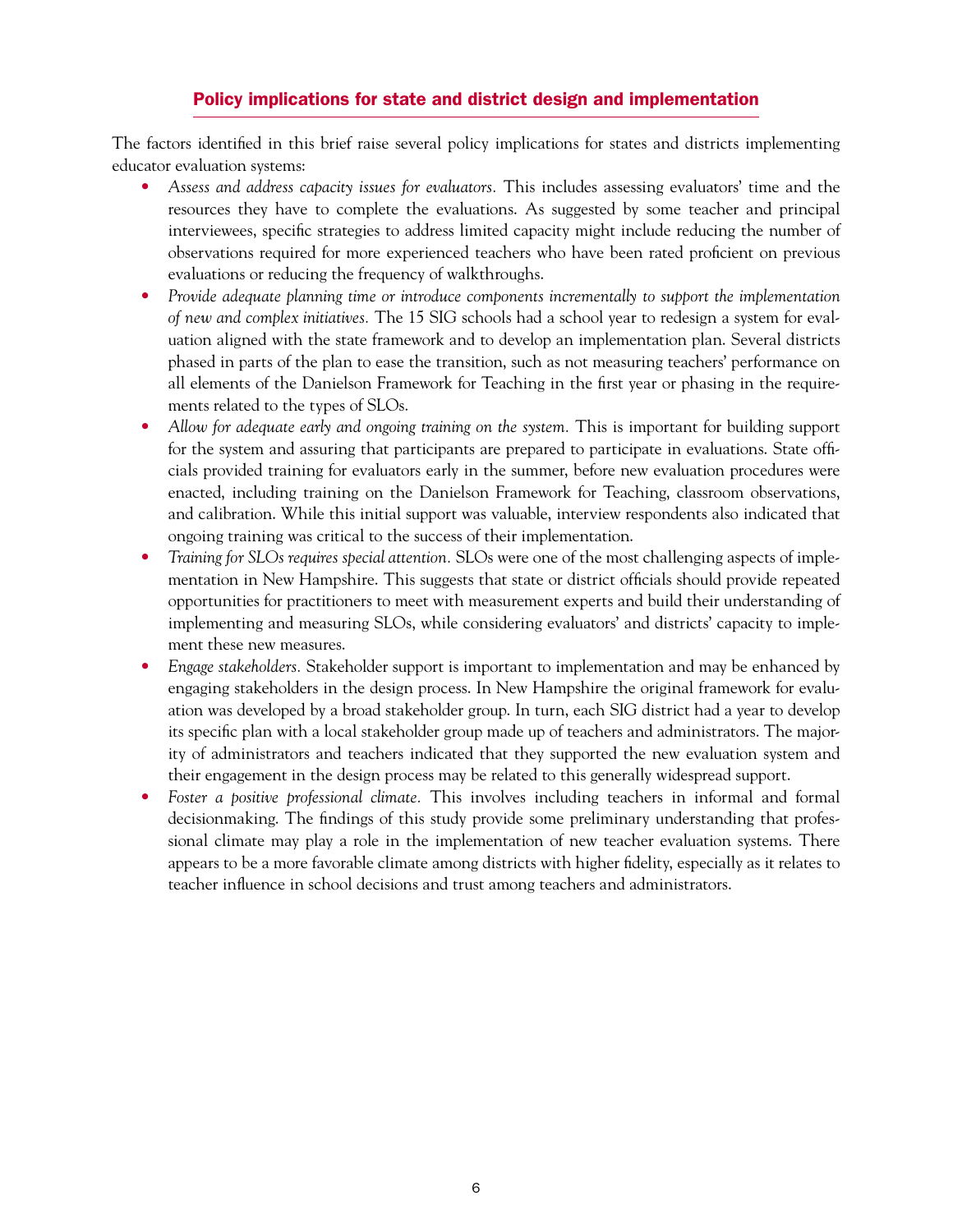## Policy implications for state and district design and implementation

The factors identified in this brief raise several policy implications for states and districts implementing educator evaluation systems:

- *Assess and address capacity issues for evaluators.* This includes assessing evaluators' time and the resources they have to complete the evaluations. As suggested by some teacher and principal interviewees, specific strategies to address limited capacity might include reducing the number of observations required for more experienced teachers who have been rated proficient on previous evaluations or reducing the frequency of walkthroughs.
- *Provide adequate planning time or introduce components incrementally to support the implementation of new and complex initiatives.* The 15 SIG schools had a school year to redesign a system for evaluation aligned with the state framework and to develop an implementation plan. Several districts phased in parts of the plan to ease the transition, such as not measuring teachers' performance on all elements of the Danielson Framework for Teaching in the first year or phasing in the requirements related to the types of SLOs.
- *Allow for adequate early and ongoing training on the system.* This is important for building support for the system and assuring that participants are prepared to participate in evaluations. State officials provided training for evaluators early in the summer, before new evaluation procedures were enacted, including training on the Danielson Framework for Teaching, classroom observations, and calibration. While this initial support was valuable, interview respondents also indicated that ongoing training was critical to the success of their implementation.
- *Training for SLOs requires special attention.* SLOs were one of the most challenging aspects of implementation in New Hampshire. This suggests that state or district officials should provide repeated opportunities for practitioners to meet with measurement experts and build their understanding of implementing and measuring SLOs, while considering evaluators' and districts' capacity to implement these new measures.
- *Engage stakeholders.* Stakeholder support is important to implementation and may be enhanced by engaging stakeholders in the design process. In New Hampshire the original framework for evaluation was developed by a broad stakeholder group. In turn, each SIG district had a year to develop its specific plan with a local stakeholder group made up of teachers and administrators. The majority of administrators and teachers indicated that they supported the new evaluation system and their engagement in the design process may be related to this generally widespread support.
- *Foster a positive professional climate.* This involves including teachers in informal and formal decisionmaking. The findings of this study provide some preliminary understanding that professional climate may play a role in the implementation of new teacher evaluation systems. There appears to be a more favorable climate among districts with higher fidelity, especially as it relates to teacher influence in school decisions and trust among teachers and administrators.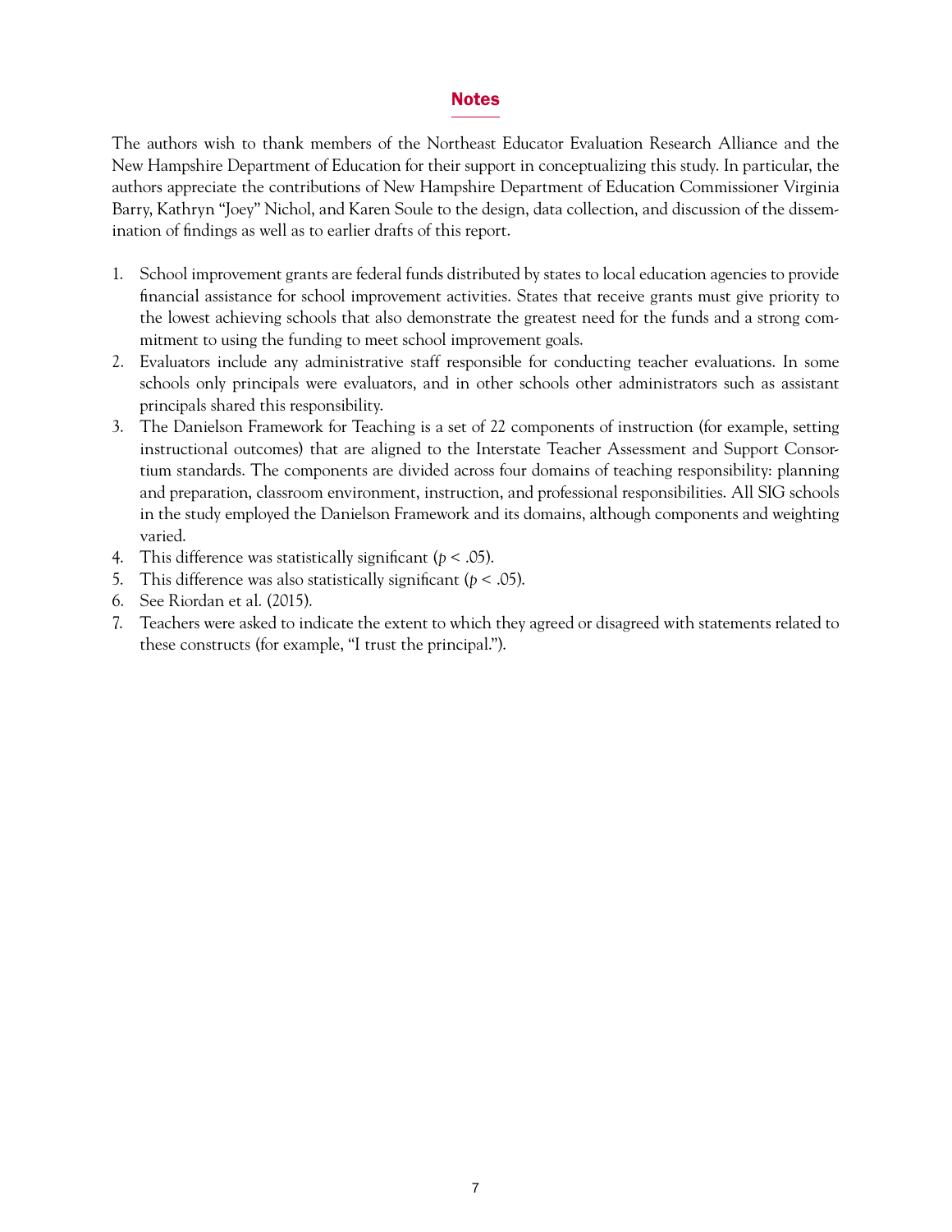## Notes

The authors wish to thank members of the Northeast Educator Evaluation Research Alliance and the New Hampshire Department of Education for their support in conceptualizing this study. In particular, the authors appreciate the contributions of New Hampshire Department of Education Commissioner Virginia Barry, Kathryn "Joey" Nichol, and Karen Soule to the design, data collection, and discussion of the dissemination of findings as well as to earlier drafts of this report.

1. School improvement grants are federal funds distributed by states to local education agencies to provide financial assistance for school improvement activities. States that receive grants must give priority to the lowest achieving schools that also demonstrate the greatest need for the funds and a strong commitment to using the funding to meet school improvement goals.
2. Evaluators include any administrative staff responsible for conducting teacher evaluations. In some schools only principals were evaluators, and in other schools other administrators such as assistant principals shared this responsibility.
3. The Danielson Framework for Teaching is a set of 22 components of instruction (for example, setting instructional outcomes) that are aligned to the Interstate Teacher Assessment and Support Consortium standards. The components are divided across four domains of teaching responsibility: planning and preparation, classroom environment, instruction, and professional responsibilities. All SIG schools in the study employed the Danielson Framework and its domains, although components and weighting varied.
4. This difference was statistically significant ($p < .05$).
5. This difference was also statistically significant ($p < .05$).
6. See Riordan et al. (2015).
7. Teachers were asked to indicate the extent to which they agreed or disagreed with statements related to these constructs (for example, "I trust the principal.").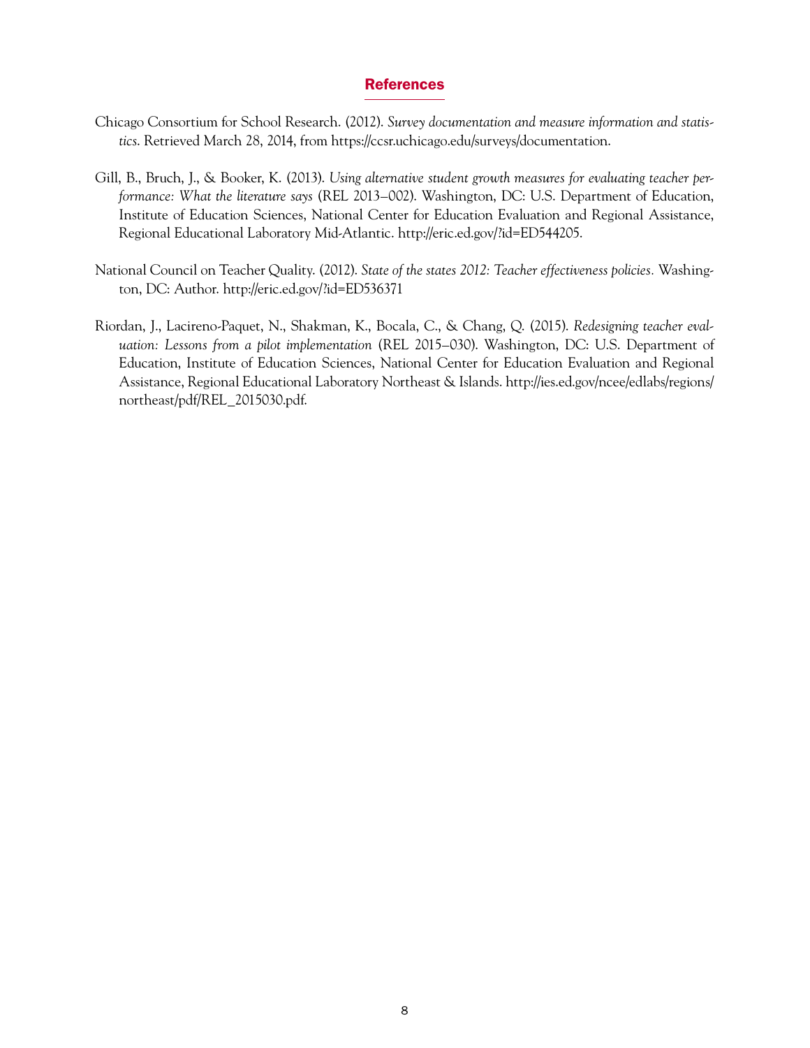## References

Chicago Consortium for School Research. (2012). *Survey documentation and measure information and statistics*. Retrieved March 28, 2014, from https://ccsr.uchicago.edu/surveys/documentation.

Gill, B., Bruch, J., & Booker, K. (2013). *Using alternative student growth measures for evaluating teacher performance: What the literature says* (REL 2013–002). Washington, DC: U.S. Department of Education, Institute of Education Sciences, National Center for Education Evaluation and Regional Assistance, Regional Educational Laboratory Mid-Atlantic. http://eric.ed.gov/?id=ED544205.

National Council on Teacher Quality. (2012). *State of the states 2012: Teacher effectiveness policies*. Washington, DC: Author. http://eric.ed.gov/?id=ED536371

Riordan, J., Lacireno-Paquet, N., Shakman, K., Bocala, C., & Chang, Q. (2015). *Redesigning teacher evaluation: Lessons from a pilot implementation* (REL 2015–030). Washington, DC: U.S. Department of Education, Institute of Education Sciences, National Center for Education Evaluation and Regional Assistance, Regional Educational Laboratory Northeast & Islands. http://ies.ed.gov/ncee/edlabs/regions/northeast/pdf/REL_2015030.pdf.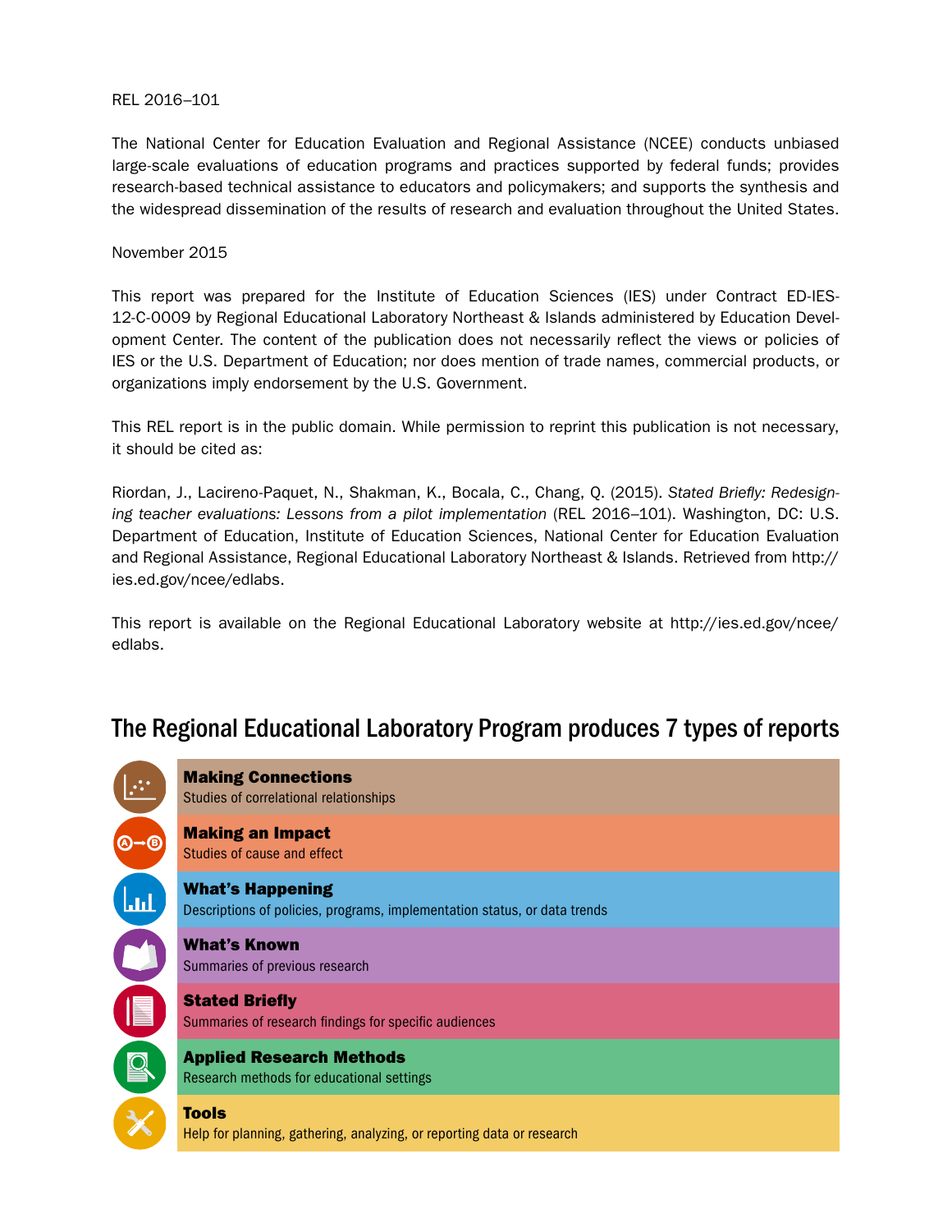REL 2016–101

The National Center for Education Evaluation and Regional Assistance (NCEE) conducts unbiased large-scale evaluations of education programs and practices supported by federal funds; provides research-based technical assistance to educators and policymakers; and supports the synthesis and the widespread dissemination of the results of research and evaluation throughout the United States.

November 2015

This report was prepared for the Institute of Education Sciences (IES) under Contract ED-IES-12-C-0009 by Regional Educational Laboratory Northeast & Islands administered by Education Development Center. The content of the publication does not necessarily reflect the views or policies of IES or the U.S. Department of Education; nor does mention of trade names, commercial products, or organizations imply endorsement by the U.S. Government.

This REL report is in the public domain. While permission to reprint this publication is not necessary, it should be cited as:

Riordan, J., Lacireno-Paquet, N., Shakman, K., Bocala, C., Chang, Q. (2015). *Stated Briefly: Redesigning teacher evaluations: Lessons from a pilot implementation* (REL 2016–101). Washington, DC: U.S. Department of Education, Institute of Education Sciences, National Center for Education Evaluation and Regional Assistance, Regional Educational Laboratory Northeast & Islands. Retrieved from http://ies.ed.gov/ncee/edlabs.

This report is available on the Regional Educational Laboratory website at http://ies.ed.gov/ncee/edlabs.

## The Regional Educational Laboratory Program produces 7 types of reports

**Making Connections**
Studies of correlational relationships

**Making an Impact**
Studies of cause and effect

**What's Happening**
Descriptions of policies, programs, implementation status, or data trends

**What's Known**
Summaries of previous research

**Stated Briefly**
Summaries of research findings for specific audiences

**Applied Research Methods**
Research methods for educational settings

**Tools**
Help for planning, gathering, analyzing, or reporting data or research